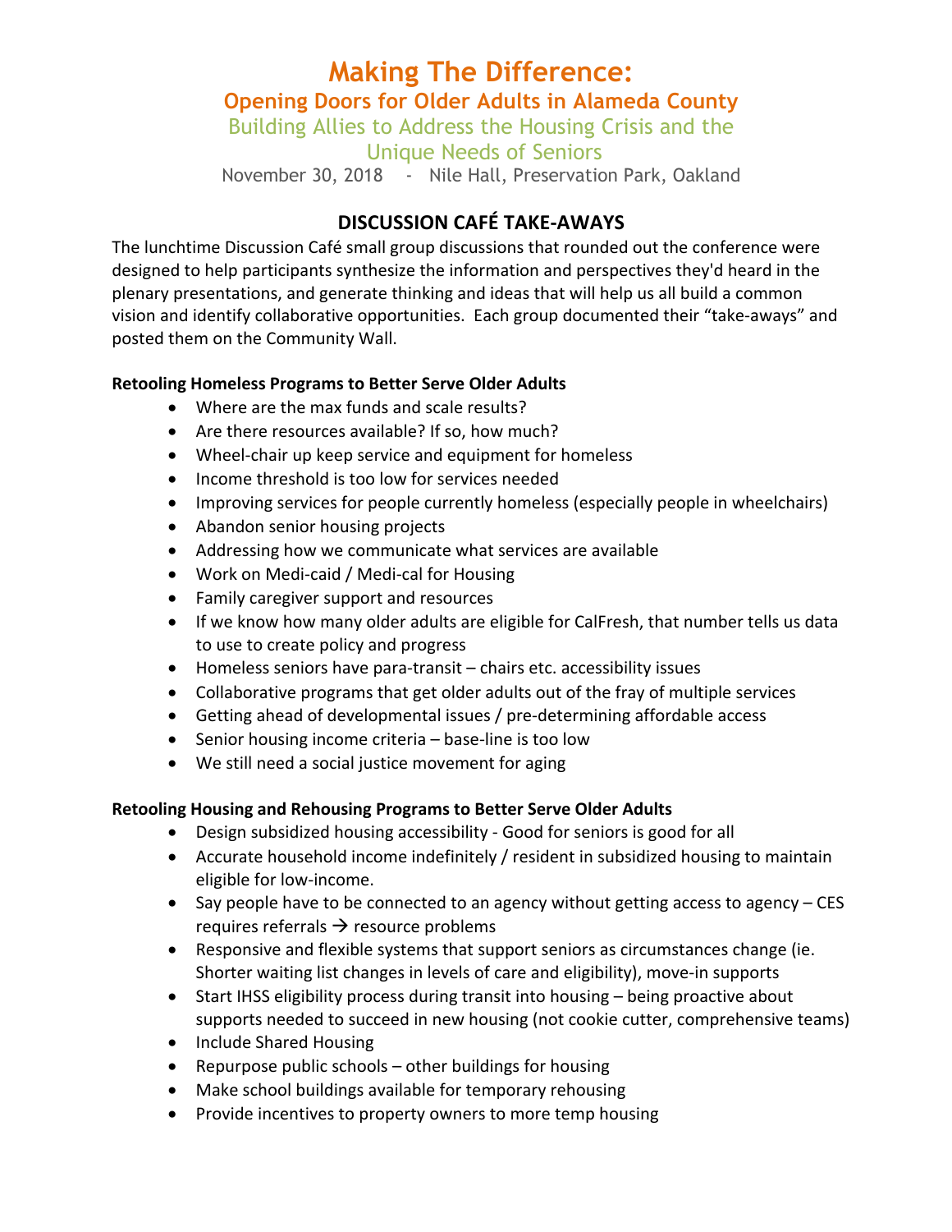# Making The Difference:

## Opening Doors for Older Adults in Alameda County

### Building Allies to Address the Housing Crisis and the Unique Needs of Seniors

November 30, 2018 - Nile Hall, Preservation Park, Oakland

## DISCUSSION CAFÉ TAKE-AWAYS

The lunchtime Discussion Café small group discussions that rounded out the conference were designed to help participants synthesize the information and perspectives they'd heard in the plenary presentations, and generate thinking and ideas that will help us all build a common vision and identify collaborative opportunities. Each group documented their "take-aways" and posted them on the Community Wall.

**Retooling Homeless Programs to Better Serve Older Adults**

- Where are the max funds and scale results?
- Are there resources available? If so, how much?
- Wheel-chair up keep service and equipment for homeless
- Income threshold is too low for services needed
- Improving services for people currently homeless (especially people in wheelchairs)
- Abandon senior housing projects
- Addressing how we communicate what services are available
- Work on Medi-caid / Medi-cal for Housing
- Family caregiver support and resources
- If we know how many older adults are eligible for CalFresh, that number tells us data to use to create policy and progress
- Homeless seniors have para-transit – chairs etc. accessibility issues
- Collaborative programs that get older adults out of the fray of multiple services
- Getting ahead of developmental issues / pre-determining affordable access
- Senior housing income criteria – base-line is too low
- We still need a social justice movement for aging

**Retooling Housing and Rehousing Programs to Better Serve Older Adults**

- Design subsidized housing accessibility - Good for seniors is good for all
- Accurate household income indefinitely / resident in subsidized housing to maintain eligible for low-income.
- Say people have to be connected to an agency without getting access to agency – CES requires referrals → resource problems
- Responsive and flexible systems that support seniors as circumstances change (ie. Shorter waiting list changes in levels of care and eligibility), move-in supports
- Start IHSS eligibility process during transit into housing – being proactive about supports needed to succeed in new housing (not cookie cutter, comprehensive teams)
- Include Shared Housing
- Repurpose public schools – other buildings for housing
- Make school buildings available for temporary rehousing
- Provide incentives to property owners to more temp housing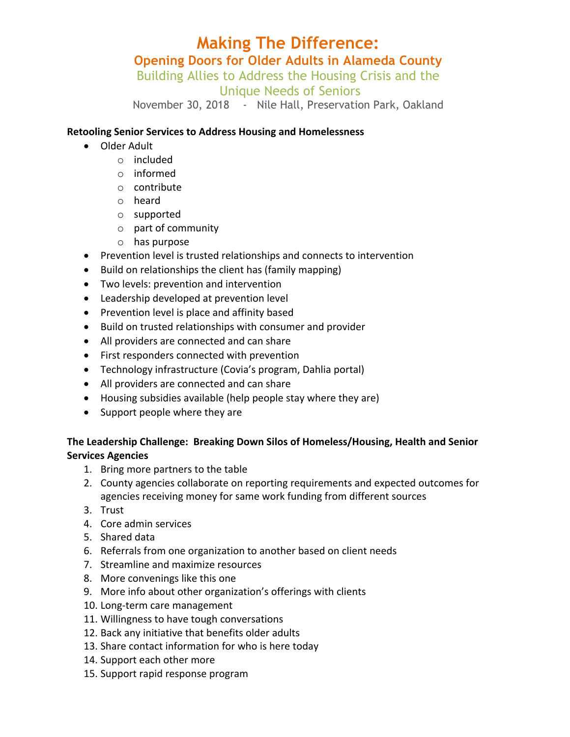# Making The Difference:

## Opening Doors for Older Adults in Alameda County

### Building Allies to Address the Housing Crisis and the Unique Needs of Seniors

November 30, 2018 - Nile Hall, Preservation Park, Oakland

**Retooling Senior Services to Address Housing and Homelessness**

- Older Adult
  - included
  - informed
  - contribute
  - heard
  - supported
  - part of community
  - has purpose
- Prevention level is trusted relationships and connects to intervention
- Build on relationships the client has (family mapping)
- Two levels: prevention and intervention
- Leadership developed at prevention level
- Prevention level is place and affinity based
- Build on trusted relationships with consumer and provider
- All providers are connected and can share
- First responders connected with prevention
- Technology infrastructure (Covia's program, Dahlia portal)
- All providers are connected and can share
- Housing subsidies available (help people stay where they are)
- Support people where they are

**The Leadership Challenge: Breaking Down Silos of Homeless/Housing, Health and Senior Services Agencies**

1. Bring more partners to the table
2. County agencies collaborate on reporting requirements and expected outcomes for agencies receiving money for same work funding from different sources
3. Trust
4. Core admin services
5. Shared data
6. Referrals from one organization to another based on client needs
7. Streamline and maximize resources
8. More convenings like this one
9. More info about other organization's offerings with clients
10. Long-term care management
11. Willingness to have tough conversations
12. Back any initiative that benefits older adults
13. Share contact information for who is here today
14. Support each other more
15. Support rapid response program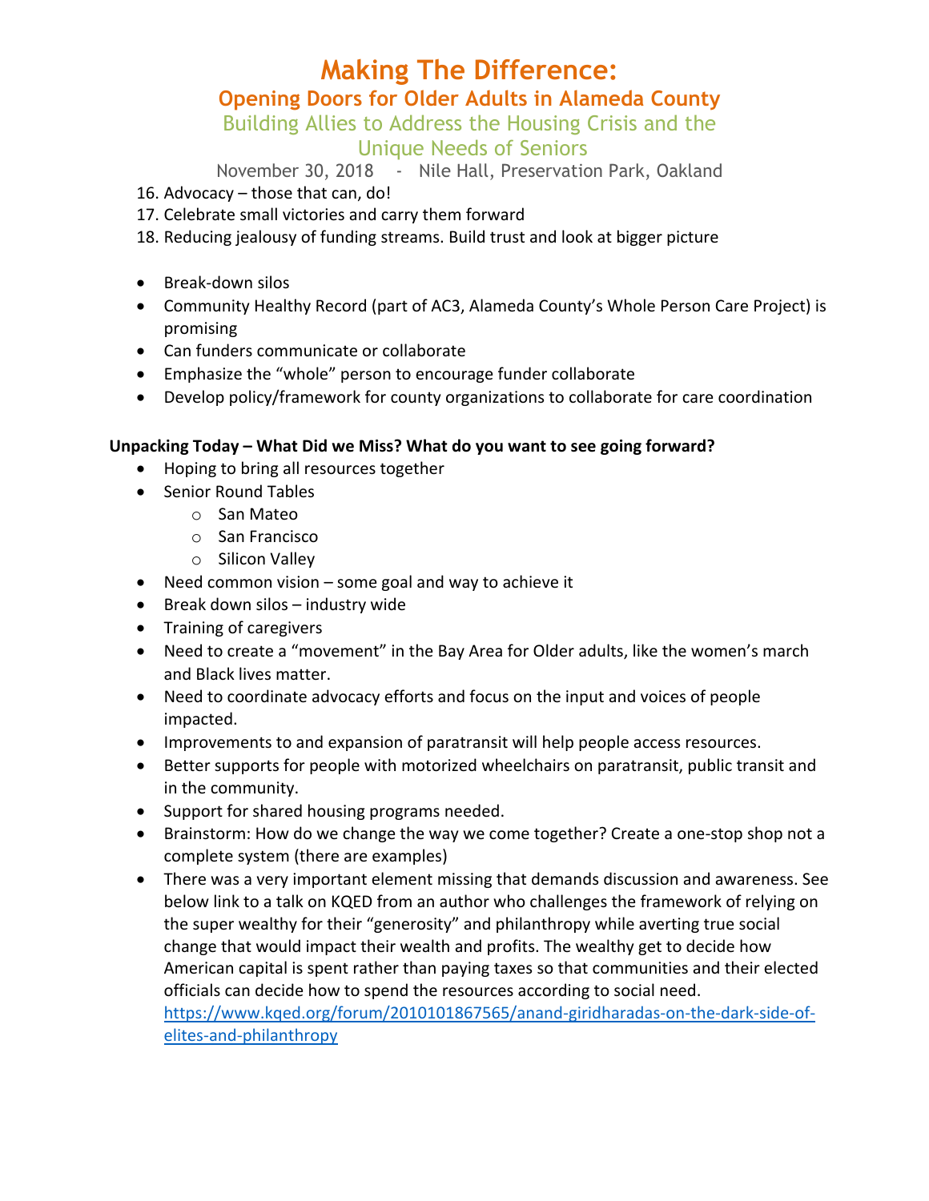# Making The Difference:

## Opening Doors for Older Adults in Alameda County

### Building Allies to Address the Housing Crisis and the Unique Needs of Seniors

November 30, 2018 - Nile Hall, Preservation Park, Oakland

16. Advocacy – those that can, do!
17. Celebrate small victories and carry them forward
18. Reducing jealousy of funding streams. Build trust and look at bigger picture

- Break-down silos
- Community Healthy Record (part of AC3, Alameda County's Whole Person Care Project) is promising
- Can funders communicate or collaborate
- Emphasize the "whole" person to encourage funder collaborate
- Develop policy/framework for county organizations to collaborate for care coordination

**Unpacking Today – What Did we Miss? What do you want to see going forward?**

- Hoping to bring all resources together
- Senior Round Tables
    - San Mateo
    - San Francisco
    - Silicon Valley
- Need common vision – some goal and way to achieve it
- Break down silos – industry wide
- Training of caregivers
- Need to create a "movement" in the Bay Area for Older adults, like the women's march and Black lives matter.
- Need to coordinate advocacy efforts and focus on the input and voices of people impacted.
- Improvements to and expansion of paratransit will help people access resources.
- Better supports for people with motorized wheelchairs on paratransit, public transit and in the community.
- Support for shared housing programs needed.
- Brainstorm: How do we change the way we come together? Create a one-stop shop not a complete system (there are examples)
- There was a very important element missing that demands discussion and awareness. See below link to a talk on KQED from an author who challenges the framework of relying on the super wealthy for their "generosity" and philanthropy while averting true social change that would impact their wealth and profits. The wealthy get to decide how American capital is spent rather than paying taxes so that communities and their elected officials can decide how to spend the resources according to social need.
  https://www.kqed.org/forum/2010101867565/anand-giridharadas-on-the-dark-side-of-elites-and-philanthropy